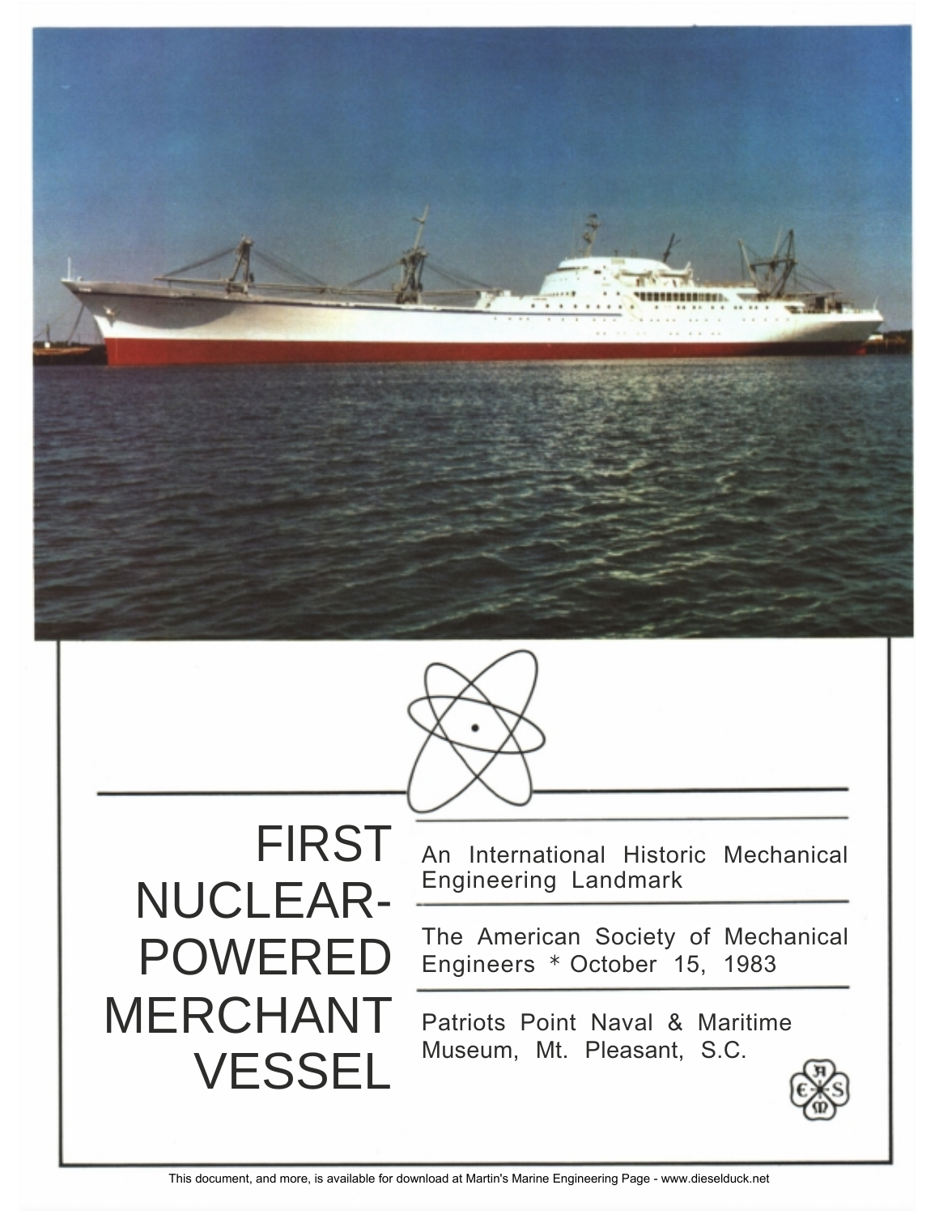# FIRST NUCLEAR-POWERED MERCHANT VESSEL

An International Historic Mechanical Engineering Landmark

The American Society of Mechanical Engineers * October 15, 1983

Patriots Point Naval & Maritime Museum, Mt. Pleasant, S.C.

This document, and more, is available for download at Martin's Marine Engineering Page - www.dieselduck.net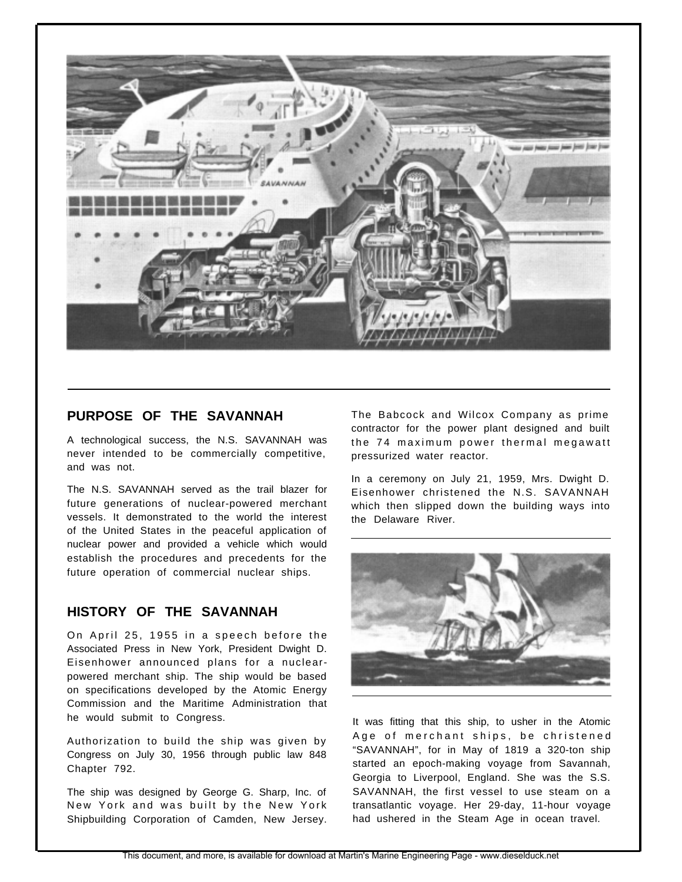## PURPOSE OF THE SAVANNAH

A technological success, the N.S. SAVANNAH was never intended to be commercially competitive, and was not.

The N.S. SAVANNAH served as the trail blazer for future generations of nuclear-powered merchant vessels. It demonstrated to the world the interest of the United States in the peaceful application of nuclear power and provided a vehicle which would establish the procedures and precedents for the future operation of commercial nuclear ships.

## HISTORY OF THE SAVANNAH

On April 25, 1955 in a speech before the Associated Press in New York, President Dwight D. Eisenhower announced plans for a nuclear-powered merchant ship. The ship would be based on specifications developed by the Atomic Energy Commission and the Maritime Administration that he would submit to Congress.

Authorization to build the ship was given by Congress on July 30, 1956 through public law 848 Chapter 792.

The ship was designed by George G. Sharp, Inc. of New York and was built by the New York Shipbuilding Corporation of Camden, New Jersey. The Babcock and Wilcox Company as prime contractor for the power plant designed and built the 74 maximum power thermal megawatt pressurized water reactor.

In a ceremony on July 21, 1959, Mrs. Dwight D. Eisenhower christened the N.S. SAVANNAH which then slipped down the building ways into the Delaware River.

It was fitting that this ship, to usher in the Atomic Age of merchant ships, be christened "SAVANNAH", for in May of 1819 a 320-ton ship started an epoch-making voyage from Savannah, Georgia to Liverpool, England. She was the S.S. SAVANNAH, the first vessel to use steam on a transatlantic voyage. Her 29-day, 11-hour voyage had ushered in the Steam Age in ocean travel.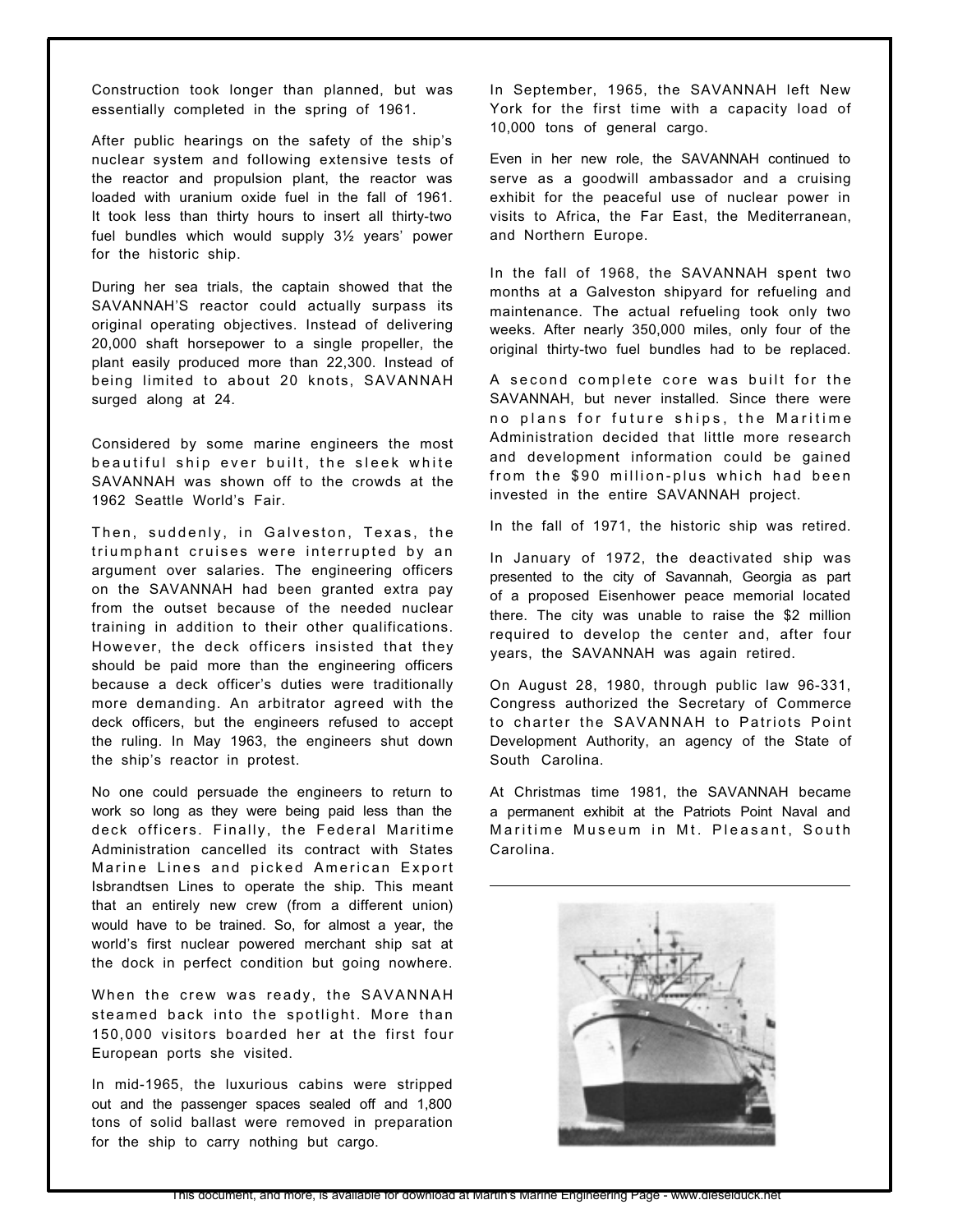Construction took longer than planned, but was essentially completed in the spring of 1961.

After public hearings on the safety of the ship's nuclear system and following extensive tests of the reactor and propulsion plant, the reactor was loaded with uranium oxide fuel in the fall of 1961. It took less than thirty hours to insert all thirty-two fuel bundles which would supply 3½ years' power for the historic ship.

During her sea trials, the captain showed that the SAVANNAH'S reactor could actually surpass its original operating objectives. Instead of delivering 20,000 shaft horsepower to a single propeller, the plant easily produced more than 22,300. Instead of being limited to about 20 knots, SAVANNAH surged along at 24.

Considered by some marine engineers the most beautiful ship ever built, the sleek white SAVANNAH was shown off to the crowds at the 1962 Seattle World's Fair.

Then, suddenly, in Galveston, Texas, the triumphant cruises were interrupted by an argument over salaries. The engineering officers on the SAVANNAH had been granted extra pay from the outset because of the needed nuclear training in addition to their other qualifications. However, the deck officers insisted that they should be paid more than the engineering officers because a deck officer's duties were traditionally more demanding. An arbitrator agreed with the deck officers, but the engineers refused to accept the ruling. In May 1963, the engineers shut down the ship's reactor in protest.

No one could persuade the engineers to return to work so long as they were being paid less than the deck officers. Finally, the Federal Maritime Administration cancelled its contract with States Marine Lines and picked American Export Isbrandtsen Lines to operate the ship. This meant that an entirely new crew (from a different union) would have to be trained. So, for almost a year, the world's first nuclear powered merchant ship sat at the dock in perfect condition but going nowhere.

When the crew was ready, the SAVANNAH steamed back into the spotlight. More than 150,000 visitors boarded her at the first four European ports she visited.

In mid-1965, the luxurious cabins were stripped out and the passenger spaces sealed off and 1,800 tons of solid ballast were removed in preparation for the ship to carry nothing but cargo.

In September, 1965, the SAVANNAH left New York for the first time with a capacity load of 10,000 tons of general cargo.

Even in her new role, the SAVANNAH continued to serve as a goodwill ambassador and a cruising exhibit for the peaceful use of nuclear power in visits to Africa, the Far East, the Mediterranean, and Northern Europe.

In the fall of 1968, the SAVANNAH spent two months at a Galveston shipyard for refueling and maintenance. The actual refueling took only two weeks. After nearly 350,000 miles, only four of the original thirty-two fuel bundles had to be replaced.

A second complete core was built for the SAVANNAH, but never installed. Since there were no plans for future ships, the Maritime Administration decided that little more research and development information could be gained from the $90 million-plus which had been invested in the entire SAVANNAH project.

In the fall of 1971, the historic ship was retired.

In January of 1972, the deactivated ship was presented to the city of Savannah, Georgia as part of a proposed Eisenhower peace memorial located there. The city was unable to raise the $2 million required to develop the center and, after four years, the SAVANNAH was again retired.

On August 28, 1980, through public law 96-331, Congress authorized the Secretary of Commerce to charter the SAVANNAH to Patriots Point Development Authority, an agency of the State of South Carolina.

At Christmas time 1981, the SAVANNAH became a permanent exhibit at the Patriots Point Naval and Maritime Museum in Mt. Pleasant, South Carolina.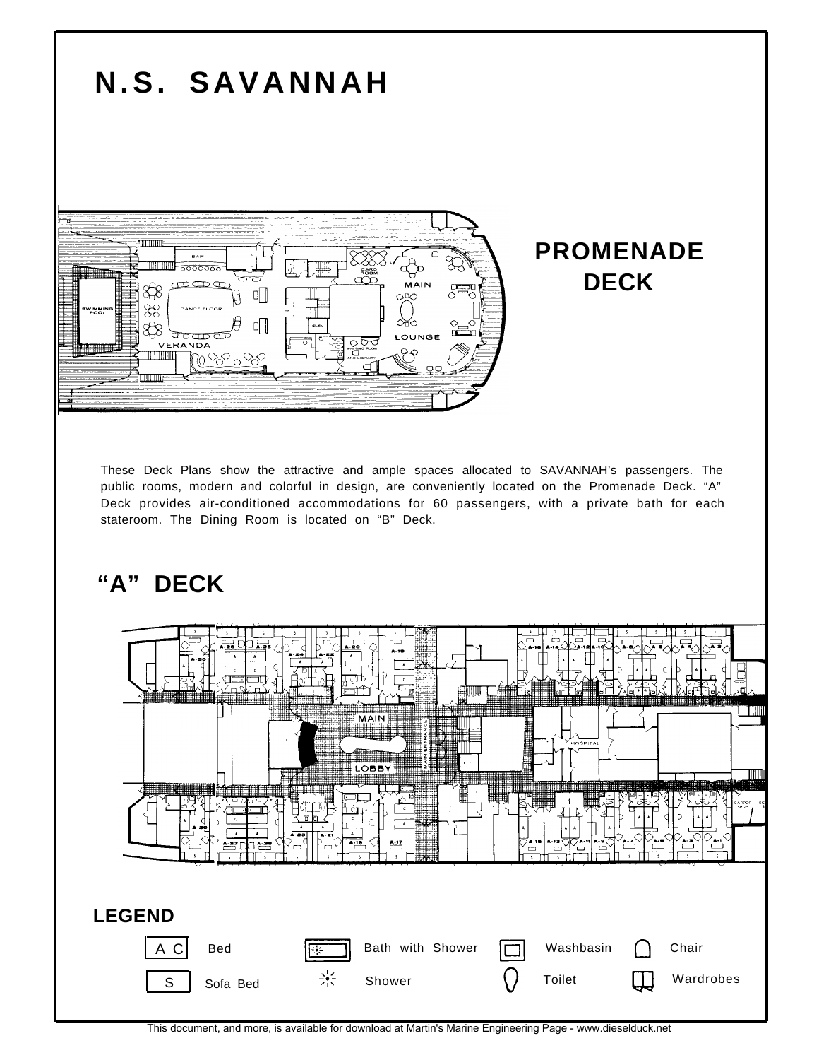# N.S. SAVANNAH

## PROMENADE DECK

These Deck Plans show the attractive and ample spaces allocated to SAVANNAH's passengers. The public rooms, modern and colorful in design, are conveniently located on the Promenade Deck. "A" Deck provides air-conditioned accommodations for 60 passengers, with a private bath for each stateroom. The Dining Room is located on "B" Deck.

## "A" DECK

### LEGEND

| Symbol | Meaning | Symbol | Meaning | Symbol | Meaning | Symbol | Meaning |
|---|---|---|---|---|---|---|---|
| A C | Bed | | Bath with Shower | | Washbasin | | Chair |
| S | Sofa Bed | | Shower | | Toilet | | Wardrobes |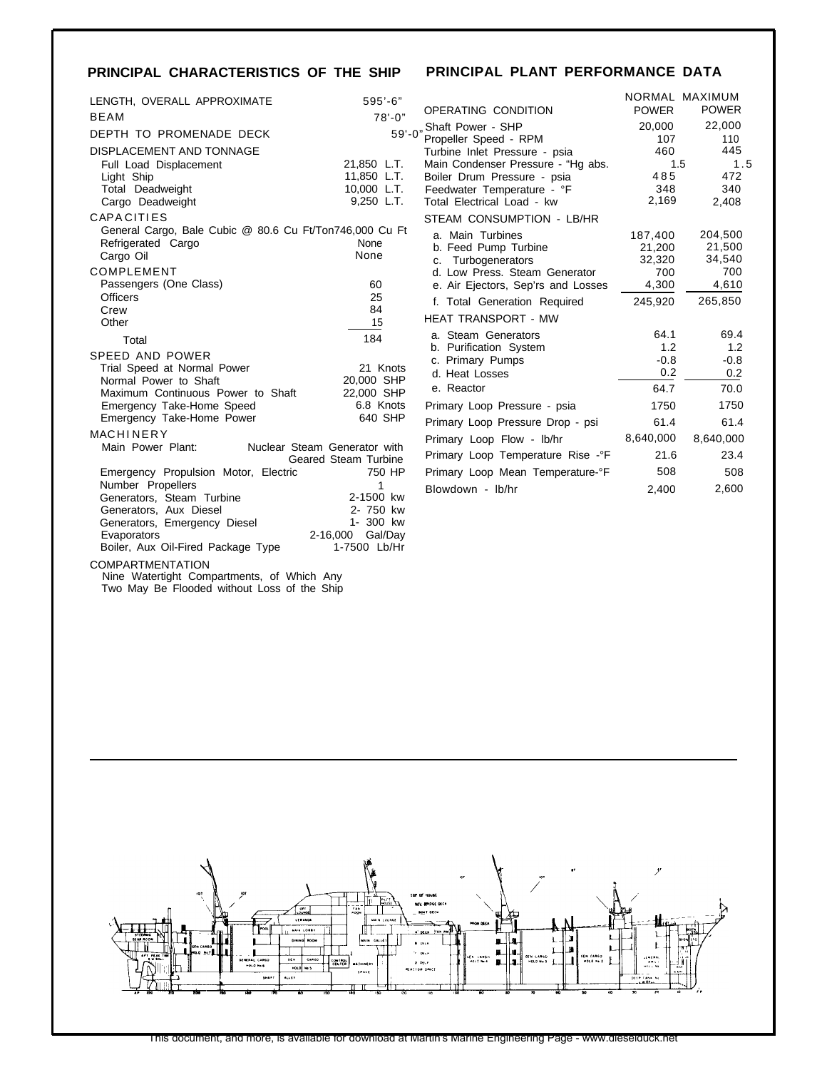## PRINCIPAL CHARACTERISTICS OF THE SHIP

| | |
|---|---|
| LENGTH, OVERALL APPROXIMATE | 595'-6" |
| BEAM | 78'-0" |
| DEPTH TO PROMENADE DECK | 59'-0" |
| **DISPLACEMENT AND TONNAGE** | |
| Full Load Displacement | 21,850 L.T. |
| Light Ship | 11,850 L.T. |
| Total Deadweight | 10,000 L.T. |
| Cargo Deadweight | 9,250 L.T. |
| **CAPACITIES** | |
| General Cargo, Bale Cubic @ 80.6 Cu Ft/Ton | 746,000 Cu Ft |
| Refrigerated Cargo | None |
| Cargo Oil | None |
| **COMPLEMENT** | |
| Passengers (One Class) | 60 |
| Officers | 25 |
| Crew | 84 |
| Other | 15 |
| Total | 184 |
| **SPEED AND POWER** | |
| Trial Speed at Normal Power | 21 Knots |
| Normal Power to Shaft | 20,000 SHP |
| Maximum Continuous Power to Shaft | 22,000 SHP |
| Emergency Take-Home Speed | 6.8 Knots |
| Emergency Take-Home Power | 640 SHP |
| **MACHINERY** | |
| Main Power Plant: | Nuclear Steam Generator with Geared Steam Turbine |
| Emergency Propulsion Motor, Electric | 750 HP |
| Number Propellers | 1 |
| Generators, Steam Turbine | 2-1500 kw |
| Generators, Aux Diesel | 2- 750 kw |
| Generators, Emergency Diesel | 1- 300 kw |
| Evaporators | 2-16,000 Gal/Day |
| Boiler, Aux Oil-Fired Package Type | 1-7500 Lb/Hr |

**COMPARTMENTATION**

Nine Watertight Compartments, of Which Any Two May Be Flooded without Loss of the Ship

## PRINCIPAL PLANT PERFORMANCE DATA

| OPERATING CONDITION | NORMAL POWER | MAXIMUM POWER |
|---|---|---|
| Shaft Power - SHP | 20,000 | 22,000 |
| Propeller Speed - RPM | 107 | 110 |
| Turbine Inlet Pressure - psia | 460 | 445 |
| Main Condenser Pressure - "Hg abs. | 1.5 | 1.5 |
| Boiler Drum Pressure - psia | 485 | 472 |
| Feedwater Temperature - °F | 348 | 340 |
| Total Electrical Load - kw | 2,169 | 2,408 |
| **STEAM CONSUMPTION - LB/HR** | | |
| a. Main Turbines | 187,400 | 204,500 |
| b. Feed Pump Turbine | 21,200 | 21,500 |
| c. Turbogenerators | 32,320 | 34,540 |
| d. Low Press. Steam Generator | 700 | 700 |
| e. Air Ejectors, Sep'rs and Losses | 4,300 | 4,610 |
| f. Total Generation Required | 245,920 | 265,850 |
| **HEAT TRANSPORT - MW** | | |
| a. Steam Generators | 64.1 | 69.4 |
| b. Purification System | 1.2 | 1.2 |
| c. Primary Pumps | -0.8 | -0.8 |
| d. Heat Losses | 0.2 | 0.2 |
| e. Reactor | 64.7 | 70.0 |
| Primary Loop Pressure - psia | 1750 | 1750 |
| Primary Loop Pressure Drop - psi | 61.4 | 61.4 |
| Primary Loop Flow - lb/hr | 8,640,000 | 8,640,000 |
| Primary Loop Temperature Rise -°F | 21.6 | 23.4 |
| Primary Loop Mean Temperature-°F | 508 | 508 |
| Blowdown - lb/hr | 2,400 | 2,600 |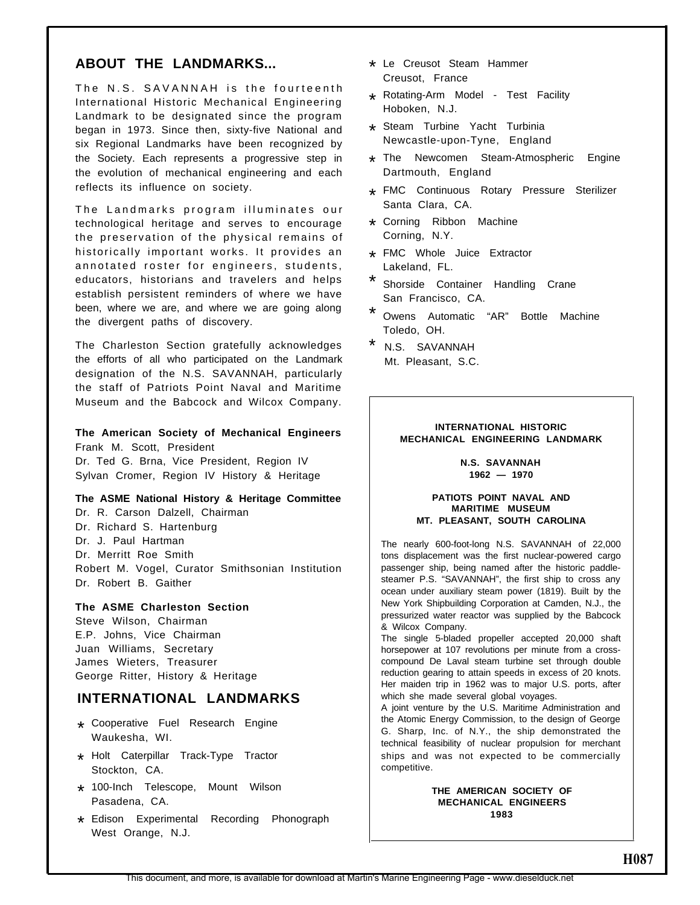## ABOUT THE LANDMARKS...

The N.S. SAVANNAH is the fourteenth International Historic Mechanical Engineering Landmark to be designated since the program began in 1973. Since then, sixty-five National and six Regional Landmarks have been recognized by the Society. Each represents a progressive step in the evolution of mechanical engineering and each reflects its influence on society.

The Landmarks program illuminates our technological heritage and serves to encourage the preservation of the physical remains of historically important works. It provides an annotated roster for engineers, students, educators, historians and travelers and helps establish persistent reminders of where we have been, where we are, and where we are going along the divergent paths of discovery.

The Charleston Section gratefully acknowledges the efforts of all who participated on the Landmark designation of the N.S. SAVANNAH, particularly the staff of Patriots Point Naval and Maritime Museum and the Babcock and Wilcox Company.

**The American Society of Mechanical Engineers**
Frank M. Scott, President
Dr. Ted G. Brna, Vice President, Region IV
Sylvan Cromer, Region IV History & Heritage

**The ASME National History & Heritage Committee**
Dr. R. Carson Dalzell, Chairman
Dr. Richard S. Hartenburg
Dr. J. Paul Hartman
Dr. Merritt Roe Smith
Robert M. Vogel, Curator Smithsonian Institution
Dr. Robert B. Gaither

**The ASME Charleston Section**
Steve Wilson, Chairman
E.P. Johns, Vice Chairman
Juan Williams, Secretary
James Wieters, Treasurer
George Ritter, History & Heritage

## INTERNATIONAL LANDMARKS

* Cooperative Fuel Research Engine
  Waukesha, WI.
* Holt Caterpillar Track-Type Tractor
  Stockton, CA.
* 100-Inch Telescope, Mount Wilson
  Pasadena, CA.
* Edison Experimental Recording Phonograph
  West Orange, N.J.
* Le Creusot Steam Hammer
  Creusot, France
* Rotating-Arm Model - Test Facility
  Hoboken, N.J.
* Steam Turbine Yacht Turbinia
  Newcastle-upon-Tyne, England
* The Newcomen Steam-Atmospheric Engine
  Dartmouth, England
* FMC Continuous Rotary Pressure Sterilizer
  Santa Clara, CA.
* Corning Ribbon Machine
  Corning, N.Y.
* FMC Whole Juice Extractor
  Lakeland, FL.
* Shorside Container Handling Crane
  San Francisco, CA.
* Owens Automatic "AR" Bottle Machine
  Toledo, OH.
* N.S. SAVANNAH
  Mt. Pleasant, S.C.

**INTERNATIONAL HISTORIC MECHANICAL ENGINEERING LANDMARK**

**N.S. SAVANNAH**
**1962 — 1970**

**PATIOTS POINT NAVAL AND MARITIME MUSEUM**
**MT. PLEASANT, SOUTH CAROLINA**

The nearly 600-foot-long N.S. SAVANNAH of 22,000 tons displacement was the first nuclear-powered cargo passenger ship, being named after the historic paddle-steamer P.S. "SAVANNAH", the first ship to cross any ocean under auxiliary steam power (1819). Built by the New York Shipbuilding Corporation at Camden, N.J., the pressurized water reactor was supplied by the Babcock & Wilcox Company.

The single 5-bladed propeller accepted 20,000 shaft horsepower at 107 revolutions per minute from a cross-compound De Laval steam turbine set through double reduction gearing to attain speeds in excess of 20 knots. Her maiden trip in 1962 was to major U.S. ports, after which she made several global voyages.

A joint venture by the U.S. Maritime Administration and the Atomic Energy Commission, to the design of George G. Sharp, Inc. of N.Y., the ship demonstrated the technical feasibility of nuclear propulsion for merchant ships and was not expected to be commercially competitive.

**THE AMERICAN SOCIETY OF MECHANICAL ENGINEERS**
**1983**

**H087**

This document, and more, is available for download at Martin's Marine Engineering Page - www.dieselduck.net